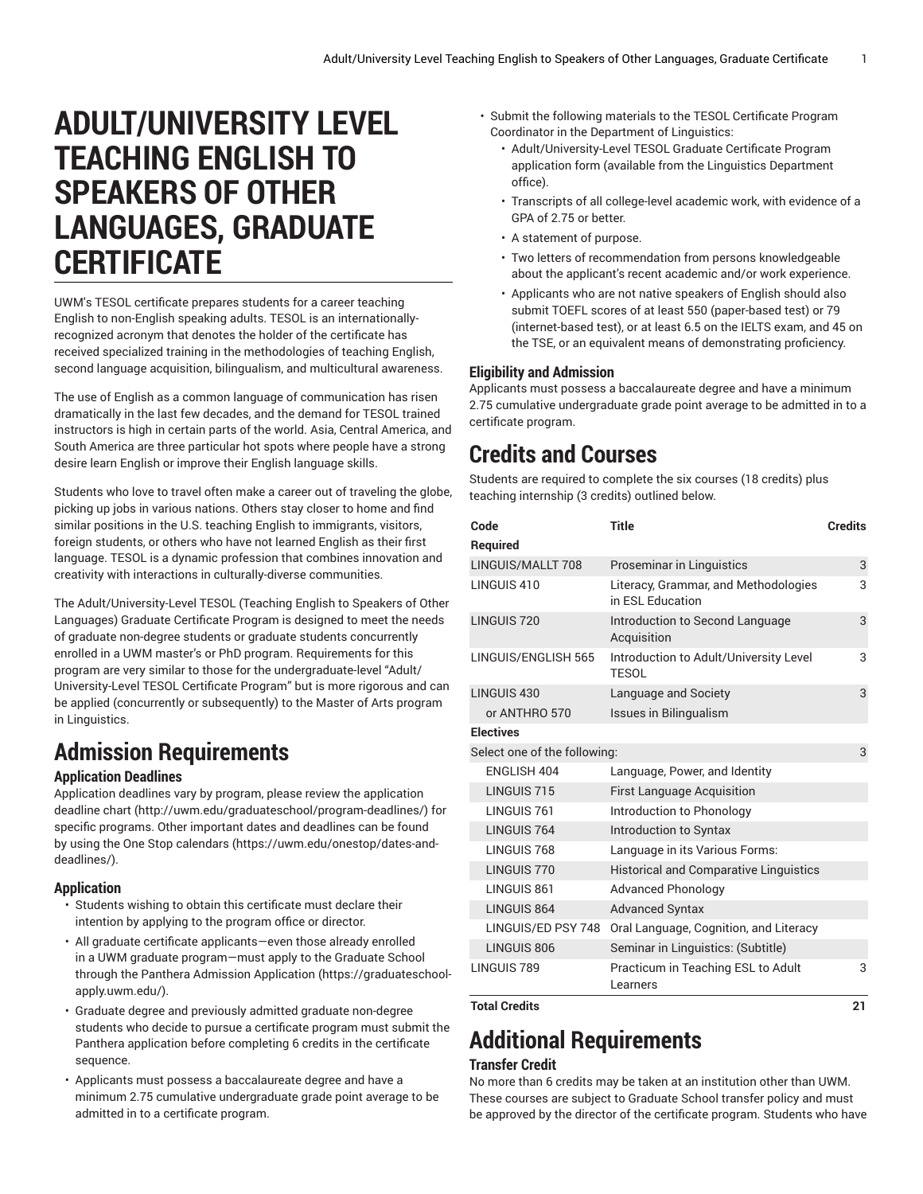# ADULT/UNIVERSITY LEVEL TEACHING ENGLISH TO SPEAKERS OF OTHER LANGUAGES, GRADUATE CERTIFICATE

UWM's TESOL certificate prepares students for a career teaching English to non-English speaking adults. TESOL is an internationally-recognized acronym that denotes the holder of the certificate has received specialized training in the methodologies of teaching English, second language acquisition, bilingualism, and multicultural awareness.

The use of English as a common language of communication has risen dramatically in the last few decades, and the demand for TESOL trained instructors is high in certain parts of the world. Asia, Central America, and South America are three particular hot spots where people have a strong desire learn English or improve their English language skills.

Students who love to travel often make a career out of traveling the globe, picking up jobs in various nations. Others stay closer to home and find similar positions in the U.S. teaching English to immigrants, visitors, foreign students, or others who have not learned English as their first language. TESOL is a dynamic profession that combines innovation and creativity with interactions in culturally-diverse communities.

The Adult/University-Level TESOL (Teaching English to Speakers of Other Languages) Graduate Certificate Program is designed to meet the needs of graduate non-degree students or graduate students concurrently enrolled in a UWM master's or PhD program. Requirements for this program are very similar to those for the undergraduate-level "Adult/University-Level TESOL Certificate Program" but is more rigorous and can be applied (concurrently or subsequently) to the Master of Arts program in Linguistics.

## Admission Requirements

### Application Deadlines

Application deadlines vary by program, please review the application deadline chart (http://uwm.edu/graduateschool/program-deadlines/) for specific programs. Other important dates and deadlines can be found by using the One Stop calendars (https://uwm.edu/onestop/dates-and-deadlines/).

### Application

- Students wishing to obtain this certificate must declare their intention by applying to the program office or director.
- All graduate certificate applicants—even those already enrolled in a UWM graduate program—must apply to the Graduate School through the Panthera Admission Application (https://graduateschool-apply.uwm.edu/).
- Graduate degree and previously admitted graduate non-degree students who decide to pursue a certificate program must submit the Panthera application before completing 6 credits in the certificate sequence.
- Applicants must possess a baccalaureate degree and have a minimum 2.75 cumulative undergraduate grade point average to be admitted in to a certificate program.
- Submit the following materials to the TESOL Certificate Program Coordinator in the Department of Linguistics:
  - Adult/University-Level TESOL Graduate Certificate Program application form (available from the Linguistics Department office).
  - Transcripts of all college-level academic work, with evidence of a GPA of 2.75 or better.
  - A statement of purpose.
  - Two letters of recommendation from persons knowledgeable about the applicant's recent academic and/or work experience.
  - Applicants who are not native speakers of English should also submit TOEFL scores of at least 550 (paper-based test) or 79 (internet-based test), or at least 6.5 on the IELTS exam, and 45 on the TSE, or an equivalent means of demonstrating proficiency.

### Eligibility and Admission

Applicants must possess a baccalaureate degree and have a minimum 2.75 cumulative undergraduate grade point average to be admitted in to a certificate program.

## Credits and Courses

Students are required to complete the six courses (18 credits) plus teaching internship (3 credits) outlined below.

| Code | Title | Credits |
|---|---|---|
| **Required** | | |
| LINGUIS/MALLT 708 | Proseminar in Linguistics | 3 |
| LINGUIS 410 | Literacy, Grammar, and Methodologies in ESL Education | 3 |
| LINGUIS 720 | Introduction to Second Language Acquisition | 3 |
| LINGUIS/ENGLISH 565 | Introduction to Adult/University Level TESOL | 3 |
| LINGUIS 430 | Language and Society | 3 |
| or ANTHRO 570 | Issues in Bilingualism | |
| **Electives** | | |
| Select one of the following: | | 3 |
| ENGLISH 404 | Language, Power, and Identity | |
| LINGUIS 715 | First Language Acquisition | |
| LINGUIS 761 | Introduction to Phonology | |
| LINGUIS 764 | Introduction to Syntax | |
| LINGUIS 768 | Language in its Various Forms: | |
| LINGUIS 770 | Historical and Comparative Linguistics | |
| LINGUIS 861 | Advanced Phonology | |
| LINGUIS 864 | Advanced Syntax | |
| LINGUIS/ED PSY 748 | Oral Language, Cognition, and Literacy | |
| LINGUIS 806 | Seminar in Linguistics: (Subtitle) | |
| LINGUIS 789 | Practicum in Teaching ESL to Adult Learners | 3 |
| **Total Credits** | | **21** |

## Additional Requirements

### Transfer Credit

No more than 6 credits may be taken at an institution other than UWM. These courses are subject to Graduate School transfer policy and must be approved by the director of the certificate program. Students who have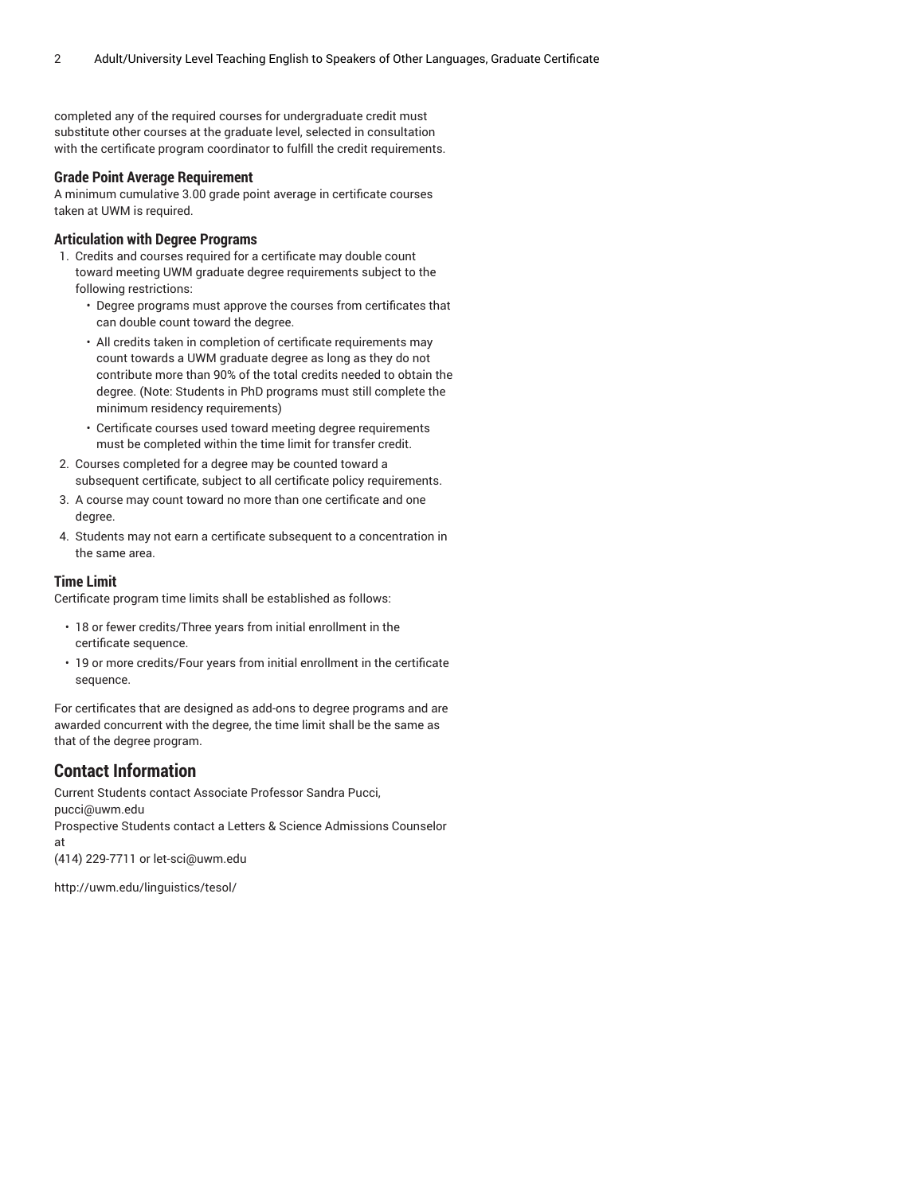completed any of the required courses for undergraduate credit must substitute other courses at the graduate level, selected in consultation with the certificate program coordinator to fulfill the credit requirements.

### Grade Point Average Requirement

A minimum cumulative 3.00 grade point average in certificate courses taken at UWM is required.

### Articulation with Degree Programs

1. Credits and courses required for a certificate may double count toward meeting UWM graduate degree requirements subject to the following restrictions:
    - Degree programs must approve the courses from certificates that can double count toward the degree.
    - All credits taken in completion of certificate requirements may count towards a UWM graduate degree as long as they do not contribute more than 90% of the total credits needed to obtain the degree. (Note: Students in PhD programs must still complete the minimum residency requirements)
    - Certificate courses used toward meeting degree requirements must be completed within the time limit for transfer credit.
2. Courses completed for a degree may be counted toward a subsequent certificate, subject to all certificate policy requirements.
3. A course may count toward no more than one certificate and one degree.
4. Students may not earn a certificate subsequent to a concentration in the same area.

### Time Limit

Certificate program time limits shall be established as follows:

- 18 or fewer credits/Three years from initial enrollment in the certificate sequence.
- 19 or more credits/Four years from initial enrollment in the certificate sequence.

For certificates that are designed as add-ons to degree programs and are awarded concurrent with the degree, the time limit shall be the same as that of the degree program.

## Contact Information

Current Students contact Associate Professor Sandra Pucci,
pucci@uwm.edu
Prospective Students contact a Letters & Science Admissions Counselor at
(414) 229-7711 or let-sci@uwm.edu

http://uwm.edu/linguistics/tesol/